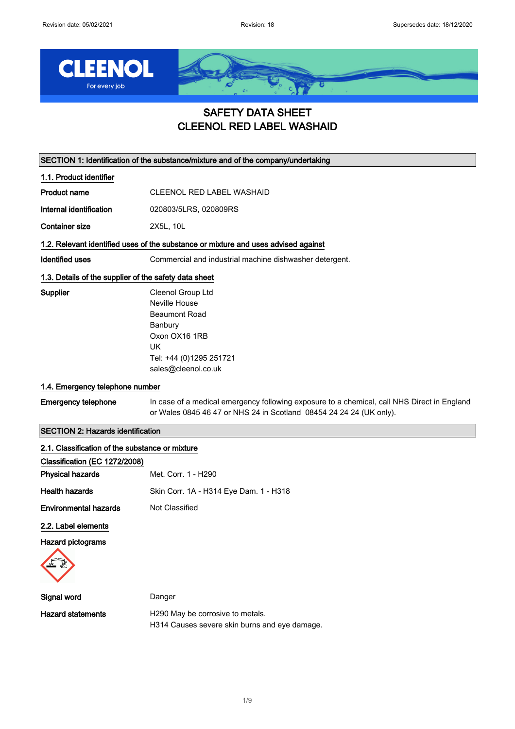# SAFETY DATA SHEET
# CLEENOL RED LABEL WASHAID

## SECTION 1: Identification of the substance/mixture and of the company/undertaking

### 1.1. Product identifier

**Product name** CLEENOL RED LABEL WASHAID

**Internal identification** 020803/5LRS, 020809RS

**Container size** 2X5L, 10L

### 1.2. Relevant identified uses of the substance or mixture and uses advised against

**Identified uses** Commercial and industrial machine dishwasher detergent.

### 1.3. Details of the supplier of the safety data sheet

**Supplier**
Cleenol Group Ltd
Neville House
Beaumont Road
Banbury
Oxon OX16 1RB
UK
Tel: +44 (0)1295 251721
sales@cleenol.co.uk

### 1.4. Emergency telephone number

**Emergency telephone** In case of a medical emergency following exposure to a chemical, call NHS Direct in England or Wales 0845 46 47 or NHS 24 in Scotland 08454 24 24 24 (UK only).

## SECTION 2: Hazards identification

### 2.1. Classification of the substance or mixture

**Classification (EC 1272/2008)**

**Physical hazards** Met. Corr. 1 - H290

**Health hazards** Skin Corr. 1A - H314 Eye Dam. 1 - H318

**Environmental hazards** Not Classified

### 2.2. Label elements

**Hazard pictograms**

**Signal word** Danger

**Hazard statements**
H290 May be corrosive to metals.
H314 Causes severe skin burns and eye damage.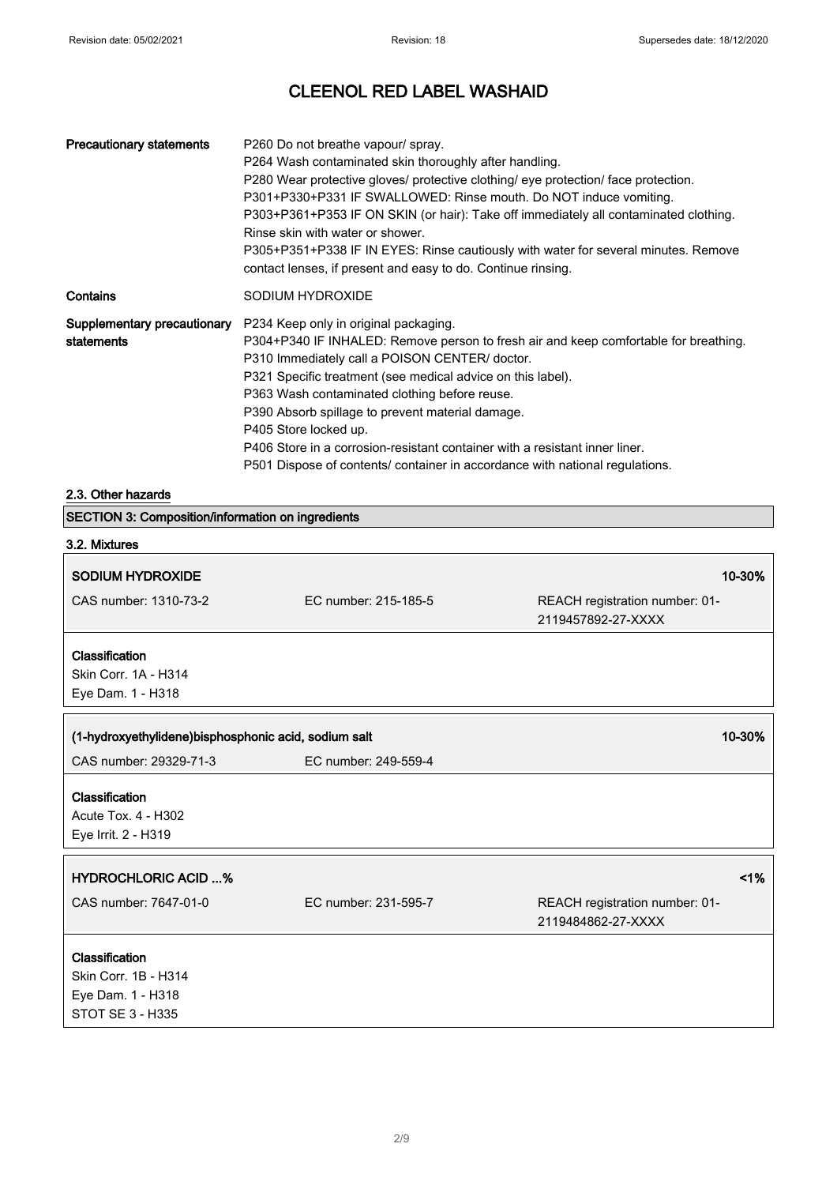| | |
|---|---|
| **Precautionary statements** | P260 Do not breathe vapour/ spray.<br>P264 Wash contaminated skin thoroughly after handling.<br>P280 Wear protective gloves/ protective clothing/ eye protection/ face protection.<br>P301+P330+P331 IF SWALLOWED: Rinse mouth. Do NOT induce vomiting.<br>P303+P361+P353 IF ON SKIN (or hair): Take off immediately all contaminated clothing. Rinse skin with water or shower.<br>P305+P351+P338 IF IN EYES: Rinse cautiously with water for several minutes. Remove contact lenses, if present and easy to do. Continue rinsing. |
| **Contains** | SODIUM HYDROXIDE |
| **Supplementary precautionary statements** | P234 Keep only in original packaging.<br>P304+P340 IF INHALED: Remove person to fresh air and keep comfortable for breathing.<br>P310 Immediately call a POISON CENTER/ doctor.<br>P321 Specific treatment (see medical advice on this label).<br>P363 Wash contaminated clothing before reuse.<br>P390 Absorb spillage to prevent material damage.<br>P405 Store locked up.<br>P406 Store in a corrosion-resistant container with a resistant inner liner.<br>P501 Dispose of contents/ container in accordance with national regulations. |

### 2.3. Other hazards

## SECTION 3: Composition/information on ingredients

### 3.2. Mixtures

**SODIUM HYDROXIDE** — 10-30%

| CAS number: 1310-73-2 | EC number: 215-185-5 | REACH registration number: 01-2119457892-27-XXXX |
|---|---|---|

**Classification**
Skin Corr. 1A - H314
Eye Dam. 1 - H318

**(1-hydroxyethylidene)bisphosphonic acid, sodium salt** — 10-30%

| CAS number: 29329-71-3 | EC number: 249-559-4 |
|---|---|

**Classification**
Acute Tox. 4 - H302
Eye Irrit. 2 - H319

**HYDROCHLORIC ACID ...%** — <1%

| CAS number: 7647-01-0 | EC number: 231-595-7 | REACH registration number: 01-2119484862-27-XXXX |
|---|---|---|

**Classification**
Skin Corr. 1B - H314
Eye Dam. 1 - H318
STOT SE 3 - H335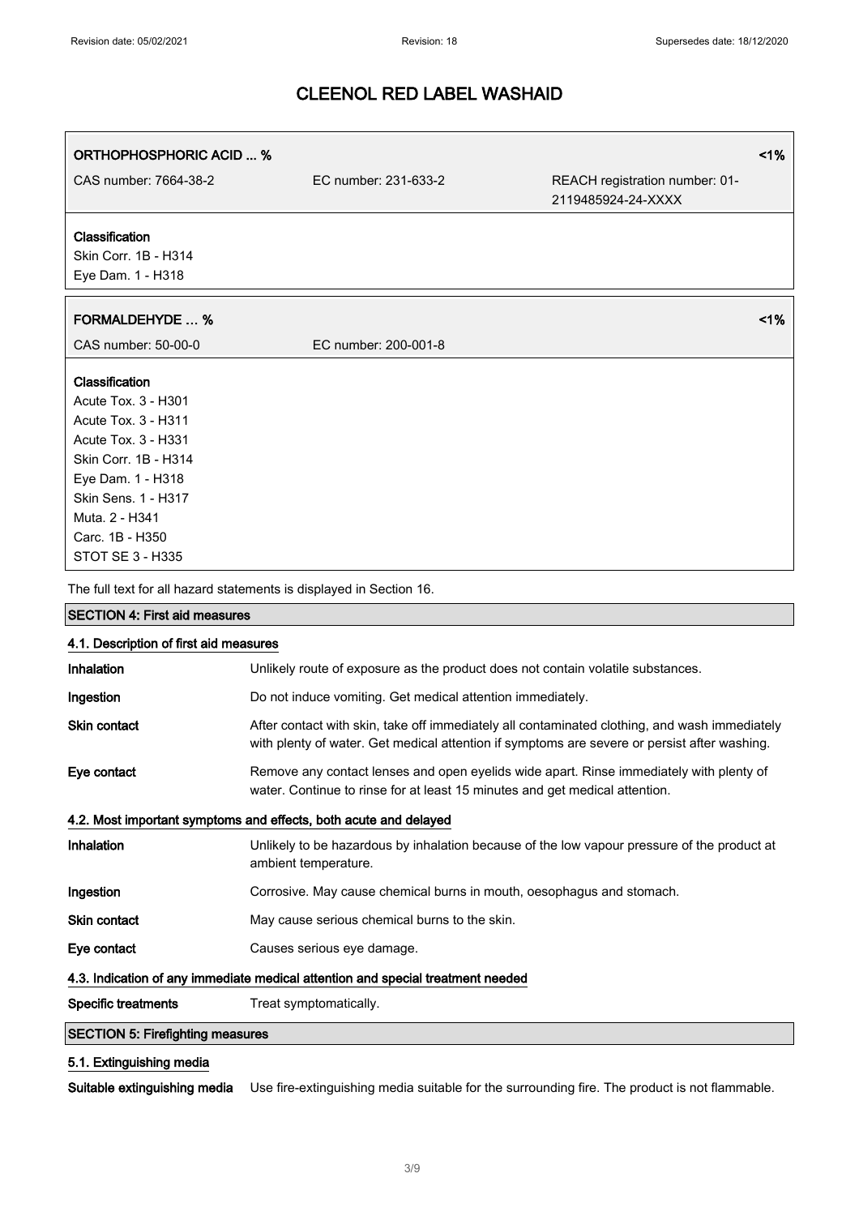# CLEENOL RED LABEL WASHAID

| ORTHOPHOSPHORIC ACID ... % | | <1% |
|---|---|---|
| CAS number: 7664-38-2 | EC number: 231-633-2 | REACH registration number: 01-2119485924-24-XXXX |

**Classification**
Skin Corr. 1B - H314
Eye Dam. 1 - H318

| FORMALDEHYDE … % | <1% |
|---|---|
| CAS number: 50-00-0 | EC number: 200-001-8 |

**Classification**
Acute Tox. 3 - H301
Acute Tox. 3 - H311
Acute Tox. 3 - H331
Skin Corr. 1B - H314
Eye Dam. 1 - H318
Skin Sens. 1 - H317
Muta. 2 - H341
Carc. 1B - H350
STOT SE 3 - H335

The full text for all hazard statements is displayed in Section 16.

## SECTION 4: First aid measures

### 4.1. Description of first aid measures

**Inhalation** Unlikely route of exposure as the product does not contain volatile substances.

**Ingestion** Do not induce vomiting. Get medical attention immediately.

**Skin contact** After contact with skin, take off immediately all contaminated clothing, and wash immediately with plenty of water. Get medical attention if symptoms are severe or persist after washing.

**Eye contact** Remove any contact lenses and open eyelids wide apart. Rinse immediately with plenty of water. Continue to rinse for at least 15 minutes and get medical attention.

### 4.2. Most important symptoms and effects, both acute and delayed

**Inhalation** Unlikely to be hazardous by inhalation because of the low vapour pressure of the product at ambient temperature.

**Ingestion** Corrosive. May cause chemical burns in mouth, oesophagus and stomach.

**Skin contact** May cause serious chemical burns to the skin.

**Eye contact** Causes serious eye damage.

### 4.3. Indication of any immediate medical attention and special treatment needed

**Specific treatments** Treat symptomatically.

## SECTION 5: Firefighting measures

### 5.1. Extinguishing media

**Suitable extinguishing media** Use fire-extinguishing media suitable for the surrounding fire. The product is not flammable.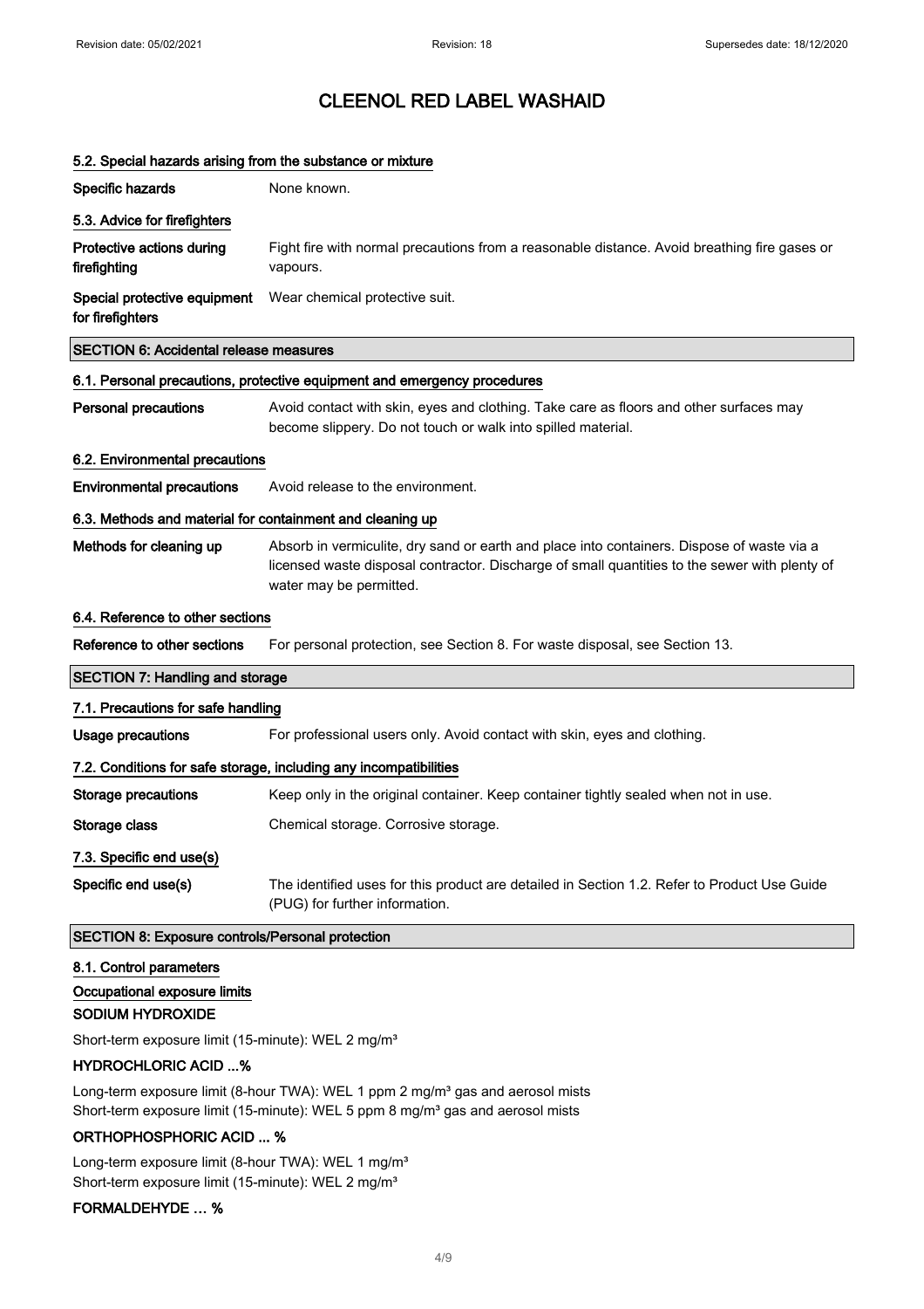#### 5.2. Special hazards arising from the substance or mixture

**Specific hazards** None known.

#### 5.3. Advice for firefighters

**Protective actions during firefighting** Fight fire with normal precautions from a reasonable distance. Avoid breathing fire gases or vapours.

**Special protective equipment for firefighters** Wear chemical protective suit.

## SECTION 6: Accidental release measures

#### 6.1. Personal precautions, protective equipment and emergency procedures

**Personal precautions** Avoid contact with skin, eyes and clothing. Take care as floors and other surfaces may become slippery. Do not touch or walk into spilled material.

#### 6.2. Environmental precautions

**Environmental precautions** Avoid release to the environment.

#### 6.3. Methods and material for containment and cleaning up

**Methods for cleaning up** Absorb in vermiculite, dry sand or earth and place into containers. Dispose of waste via a licensed waste disposal contractor. Discharge of small quantities to the sewer with plenty of water may be permitted.

#### 6.4. Reference to other sections

**Reference to other sections** For personal protection, see Section 8. For waste disposal, see Section 13.

## SECTION 7: Handling and storage

#### 7.1. Precautions for safe handling

**Usage precautions** For professional users only. Avoid contact with skin, eyes and clothing.

#### 7.2. Conditions for safe storage, including any incompatibilities

**Storage precautions** Keep only in the original container. Keep container tightly sealed when not in use.

**Storage class** Chemical storage. Corrosive storage.

#### 7.3. Specific end use(s)

**Specific end use(s)** The identified uses for this product are detailed in Section 1.2. Refer to Product Use Guide (PUG) for further information.

## SECTION 8: Exposure controls/Personal protection

#### 8.1. Control parameters

#### Occupational exposure limits

**SODIUM HYDROXIDE**

Short-term exposure limit (15-minute): WEL 2 mg/m³

**HYDROCHLORIC ACID ...%**

Long-term exposure limit (8-hour TWA): WEL 1 ppm 2 mg/m³ gas and aerosol mists
Short-term exposure limit (15-minute): WEL 5 ppm 8 mg/m³ gas and aerosol mists

**ORTHOPHOSPHORIC ACID ... %**

Long-term exposure limit (8-hour TWA): WEL 1 mg/m³
Short-term exposure limit (15-minute): WEL 2 mg/m³

**FORMALDEHYDE … %**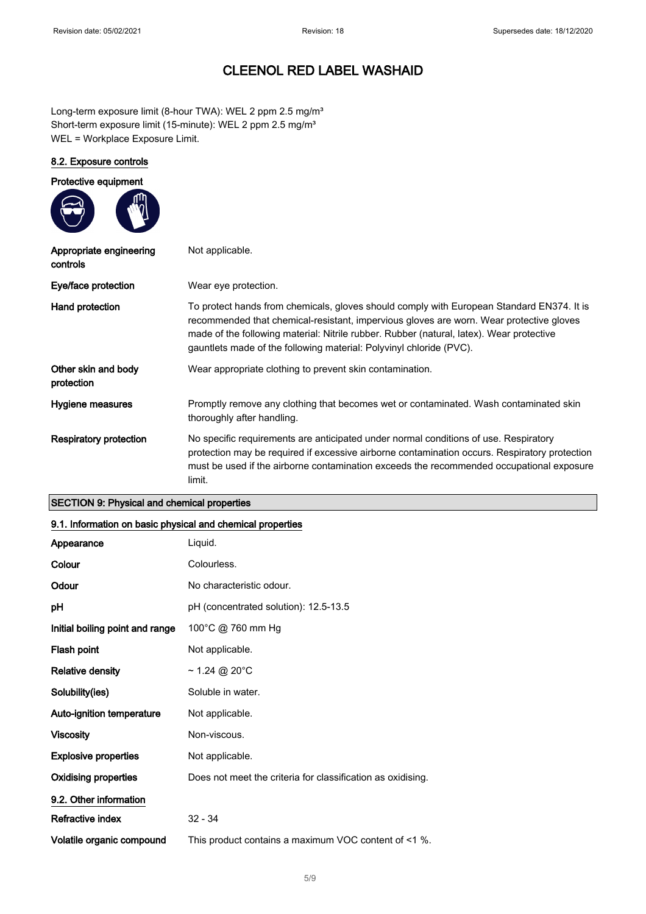# CLEENOL RED LABEL WASHAID

Long-term exposure limit (8-hour TWA): WEL 2 ppm 2.5 mg/m³
Short-term exposure limit (15-minute): WEL 2 ppm 2.5 mg/m³
WEL = Workplace Exposure Limit.

### 8.2. Exposure controls

**Protective equipment**

| | |
|---|---|
| **Appropriate engineering controls** | Not applicable. |
| **Eye/face protection** | Wear eye protection. |
| **Hand protection** | To protect hands from chemicals, gloves should comply with European Standard EN374. It is recommended that chemical-resistant, impervious gloves are worn. Wear protective gloves made of the following material: Nitrile rubber. Rubber (natural, latex). Wear protective gauntlets made of the following material: Polyvinyl chloride (PVC). |
| **Other skin and body protection** | Wear appropriate clothing to prevent skin contamination. |
| **Hygiene measures** | Promptly remove any clothing that becomes wet or contaminated. Wash contaminated skin thoroughly after handling. |
| **Respiratory protection** | No specific requirements are anticipated under normal conditions of use. Respiratory protection may be required if excessive airborne contamination occurs. Respiratory protection must be used if the airborne contamination exceeds the recommended occupational exposure limit. |

## SECTION 9: Physical and chemical properties

### 9.1. Information on basic physical and chemical properties

| | |
|---|---|
| **Appearance** | Liquid. |
| **Colour** | Colourless. |
| **Odour** | No characteristic odour. |
| **pH** | pH (concentrated solution): 12.5-13.5 |
| **Initial boiling point and range** | 100°C @ 760 mm Hg |
| **Flash point** | Not applicable. |
| **Relative density** | ~ 1.24 @ 20°C |
| **Solubility(ies)** | Soluble in water. |
| **Auto-ignition temperature** | Not applicable. |
| **Viscosity** | Non-viscous. |
| **Explosive properties** | Not applicable. |
| **Oxidising properties** | Does not meet the criteria for classification as oxidising. |

### 9.2. Other information

| | |
|---|---|
| **Refractive index** | 32 - 34 |
| **Volatile organic compound** | This product contains a maximum VOC content of <1 %. |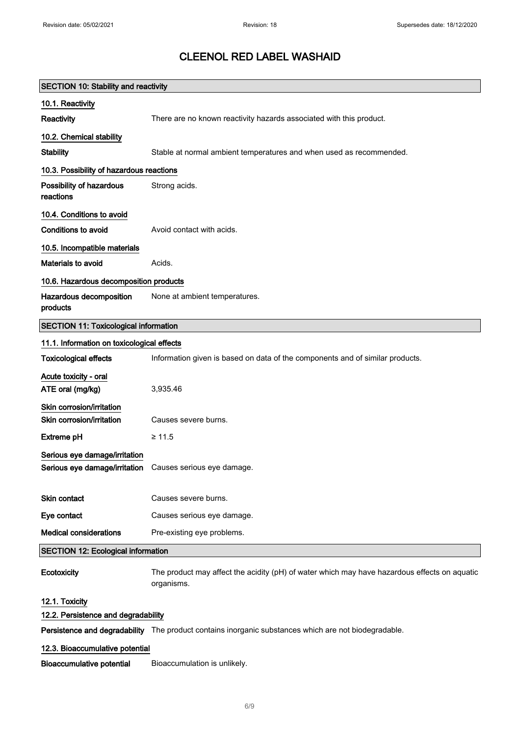# CLEENOL RED LABEL WASHAID

## SECTION 10: Stability and reactivity

### 10.1. Reactivity

| | |
|---|---|
| **Reactivity** | There are no known reactivity hazards associated with this product. |

### 10.2. Chemical stability

| | |
|---|---|
| **Stability** | Stable at normal ambient temperatures and when used as recommended. |

### 10.3. Possibility of hazardous reactions

| | |
|---|---|
| **Possibility of hazardous reactions** | Strong acids. |

### 10.4. Conditions to avoid

| | |
|---|---|
| **Conditions to avoid** | Avoid contact with acids. |

### 10.5. Incompatible materials

| | |
|---|---|
| **Materials to avoid** | Acids. |

### 10.6. Hazardous decomposition products

| | |
|---|---|
| **Hazardous decomposition products** | None at ambient temperatures. |

## SECTION 11: Toxicological information

### 11.1. Information on toxicological effects

| | |
|---|---|
| **Toxicological effects** | Information given is based on data of the components and of similar products. |

**Acute toxicity - oral**

| | |
|---|---|
| **ATE oral (mg/kg)** | 3,935.46 |

**Skin corrosion/irritation**

| | |
|---|---|
| **Skin corrosion/irritation** | Causes severe burns. |
| **Extreme pH** | ≥ 11.5 |

**Serious eye damage/irritation**

| | |
|---|---|
| **Serious eye damage/irritation** | Causes serious eye damage. |

| | |
|---|---|
| **Skin contact** | Causes severe burns. |
| **Eye contact** | Causes serious eye damage. |
| **Medical considerations** | Pre-existing eye problems. |

## SECTION 12: Ecological information

| | |
|---|---|
| **Ecotoxicity** | The product may affect the acidity (pH) of water which may have hazardous effects on aquatic organisms. |

### 12.1. Toxicity

### 12.2. Persistence and degradability

| | |
|---|---|
| **Persistence and degradability** | The product contains inorganic substances which are not biodegradable. |

### 12.3. Bioaccumulative potential

| | |
|---|---|
| **Bioaccumulative potential** | Bioaccumulation is unlikely. |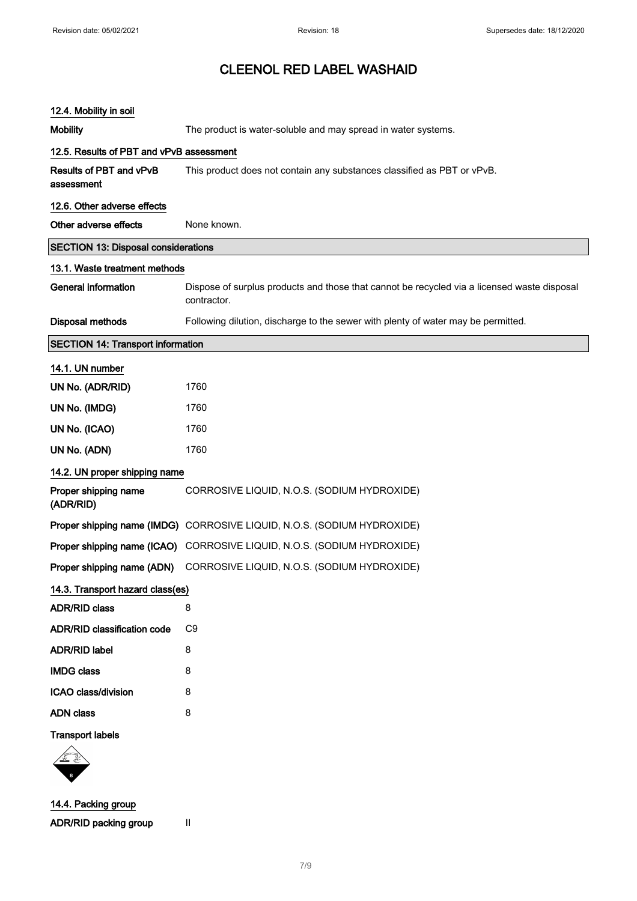# CLEENOL RED LABEL WASHAID

### 12.4. Mobility in soil

| | |
|---|---|
| **Mobility** | The product is water-soluble and may spread in water systems. |

### 12.5. Results of PBT and vPvB assessment

| | |
|---|---|
| **Results of PBT and vPvB assessment** | This product does not contain any substances classified as PBT or vPvB. |

### 12.6. Other adverse effects

| | |
|---|---|
| **Other adverse effects** | None known. |

## SECTION 13: Disposal considerations

### 13.1. Waste treatment methods

| | |
|---|---|
| **General information** | Dispose of surplus products and those that cannot be recycled via a licensed waste disposal contractor. |
| **Disposal methods** | Following dilution, discharge to the sewer with plenty of water may be permitted. |

## SECTION 14: Transport information

### 14.1. UN number

| | |
|---|---|
| **UN No. (ADR/RID)** | 1760 |
| **UN No. (IMDG)** | 1760 |
| **UN No. (ICAO)** | 1760 |
| **UN No. (ADN)** | 1760 |

### 14.2. UN proper shipping name

| | |
|---|---|
| **Proper shipping name (ADR/RID)** | CORROSIVE LIQUID, N.O.S. (SODIUM HYDROXIDE) |
| **Proper shipping name (IMDG)** | CORROSIVE LIQUID, N.O.S. (SODIUM HYDROXIDE) |
| **Proper shipping name (ICAO)** | CORROSIVE LIQUID, N.O.S. (SODIUM HYDROXIDE) |
| **Proper shipping name (ADN)** | CORROSIVE LIQUID, N.O.S. (SODIUM HYDROXIDE) |

### 14.3. Transport hazard class(es)

| | |
|---|---|
| **ADR/RID class** | 8 |
| **ADR/RID classification code** | C9 |
| **ADR/RID label** | 8 |
| **IMDG class** | 8 |
| **ICAO class/division** | 8 |
| **ADN class** | 8 |

**Transport labels**

### 14.4. Packing group

| | |
|---|---|
| **ADR/RID packing group** | II |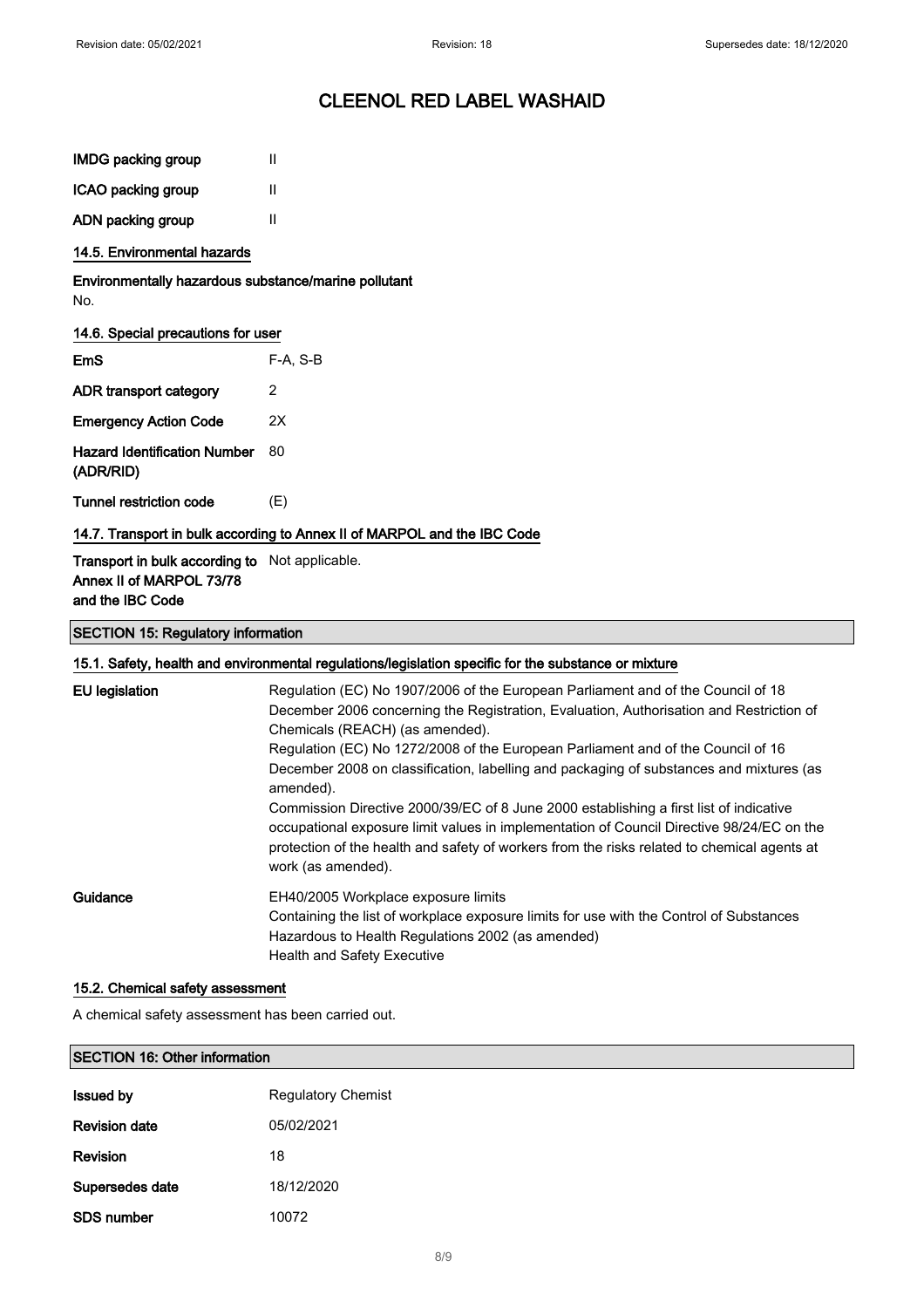| | |
|---|---|
| **IMDG packing group** | II |
| **ICAO packing group** | II |
| **ADN packing group** | II |

### 14.5. Environmental hazards

**Environmentally hazardous substance/marine pollutant**

No.

### 14.6. Special precautions for user

| | |
|---|---|
| **EmS** | F-A, S-B |
| **ADR transport category** | 2 |
| **Emergency Action Code** | 2X |
| **Hazard Identification Number (ADR/RID)** | 80 |
| **Tunnel restriction code** | (E) |

### 14.7. Transport in bulk according to Annex II of MARPOL and the IBC Code

| | |
|---|---|
| **Transport in bulk according to Annex II of MARPOL 73/78 and the IBC Code** | Not applicable. |

## SECTION 15: Regulatory information

### 15.1. Safety, health and environmental regulations/legislation specific for the substance or mixture

| | |
|---|---|
| **EU legislation** | Regulation (EC) No 1907/2006 of the European Parliament and of the Council of 18 December 2006 concerning the Registration, Evaluation, Authorisation and Restriction of Chemicals (REACH) (as amended). Regulation (EC) No 1272/2008 of the European Parliament and of the Council of 16 December 2008 on classification, labelling and packaging of substances and mixtures (as amended). Commission Directive 2000/39/EC of 8 June 2000 establishing a first list of indicative occupational exposure limit values in implementation of Council Directive 98/24/EC on the protection of the health and safety of workers from the risks related to chemical agents at work (as amended). |
| **Guidance** | EH40/2005 Workplace exposure limits<br>Containing the list of workplace exposure limits for use with the Control of Substances Hazardous to Health Regulations 2002 (as amended)<br>Health and Safety Executive |

### 15.2. Chemical safety assessment

A chemical safety assessment has been carried out.

## SECTION 16: Other information

| | |
|---|---|
| **Issued by** | Regulatory Chemist |
| **Revision date** | 05/02/2021 |
| **Revision** | 18 |
| **Supersedes date** | 18/12/2020 |
| **SDS number** | 10072 |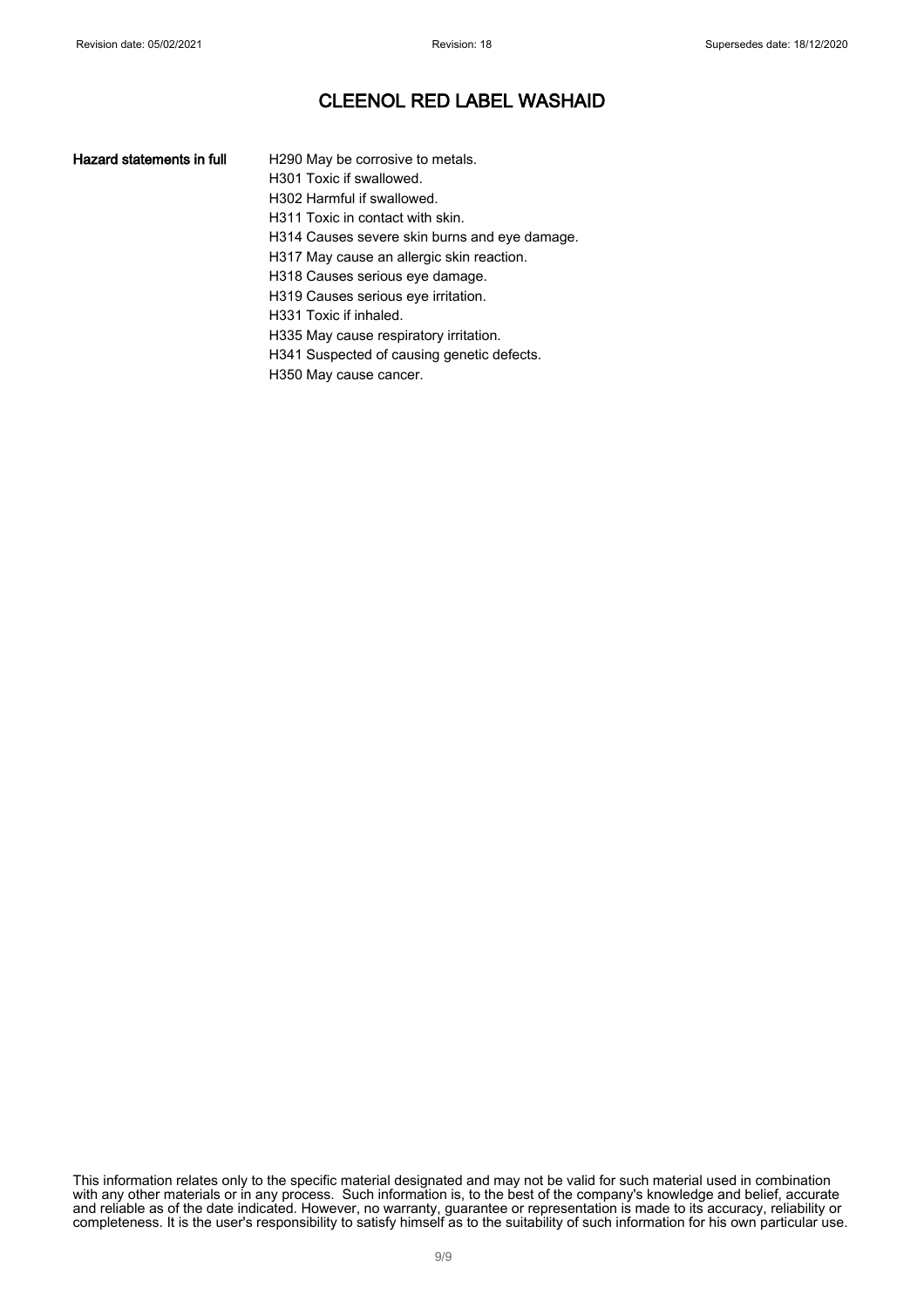# CLEENOL RED LABEL WASHAID

**Hazard statements in full**

H290 May be corrosive to metals.
H301 Toxic if swallowed.
H302 Harmful if swallowed.
H311 Toxic in contact with skin.
H314 Causes severe skin burns and eye damage.
H317 May cause an allergic skin reaction.
H318 Causes serious eye damage.
H319 Causes serious eye irritation.
H331 Toxic if inhaled.
H335 May cause respiratory irritation.
H341 Suspected of causing genetic defects.
H350 May cause cancer.

This information relates only to the specific material designated and may not be valid for such material used in combination with any other materials or in any process. Such information is, to the best of the company's knowledge and belief, accurate and reliable as of the date indicated. However, no warranty, guarantee or representation is made to its accuracy, reliability or completeness. It is the user's responsibility to satisfy himself as to the suitability of such information for his own particular use.